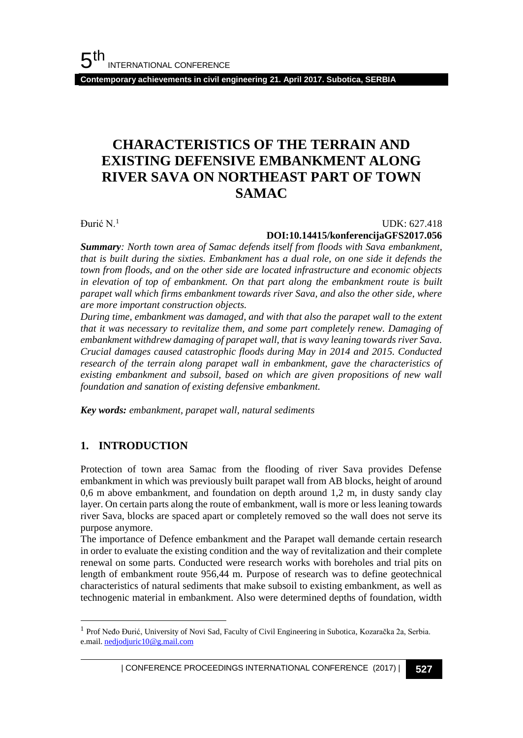# CHARACTERISTICS OF THE TERRAIN AND EXISTING DEFENSIVE EMBANKMENT ALONG RIVER SAVA ON NORTHEAST PART OF TOWN SAMAC

Đurić N.[1]

UDK: 627.418
**DOI:10.14415/konferencijaGFS2017.056**

***Summary**: North town area of Samac defends itself from floods with Sava embankment, that is built during the sixties. Embankment has a dual role, on one side it defends the town from floods, and on the other side are located infrastructure and economic objects in elevation of top of embankment. On that part along the embankment route is built parapet wall which firms embankment towards river Sava, and also the other side, where are more important construction objects.*

*During time, embankment was damaged, and with that also the parapet wall to the extent that it was necessary to revitalize them, and some part completely renew. Damaging of embankment withdrew damaging of parapet wall, that is wavy leaning towards river Sava. Crucial damages caused catastrophic floods during May in 2014 and 2015. Conducted research of the terrain along parapet wall in embankment, gave the characteristics of existing embankment and subsoil, based on which are given propositions of new wall foundation and sanation of existing defensive embankment.*

***Key words:** embankment, parapet wall, natural sediments*

## 1. INTRODUCTION

Protection of town area Samac from the flooding of river Sava provides Defense embankment in which was previously built parapet wall from AB blocks, height of around 0,6 m above embankment, and foundation on depth around 1,2 m, in dusty sandy clay layer. On certain parts along the route of embankment, wall is more or less leaning towards river Sava, blocks are spaced apart or completely removed so the wall does not serve its purpose anymore.

The importance of Defence embankment and the Parapet wall demande certain research in order to evaluate the existing condition and the way of revitalization and their complete renewal on some parts. Conducted were research works with boreholes and trial pits on length of embankment route 956,44 m. Purpose of research was to define geotechnical characteristics of natural sediments that make subsoil to existing embankment, as well as technogenic material in embankment. Also were determined depths of foundation, width

---

[1] Prof Neđo Đurić, University of Novi Sad, Faculty of Civil Engineering in Subotica, Kozaračka 2a, Serbia. e.mail. nedjodjuric10@g.mail.com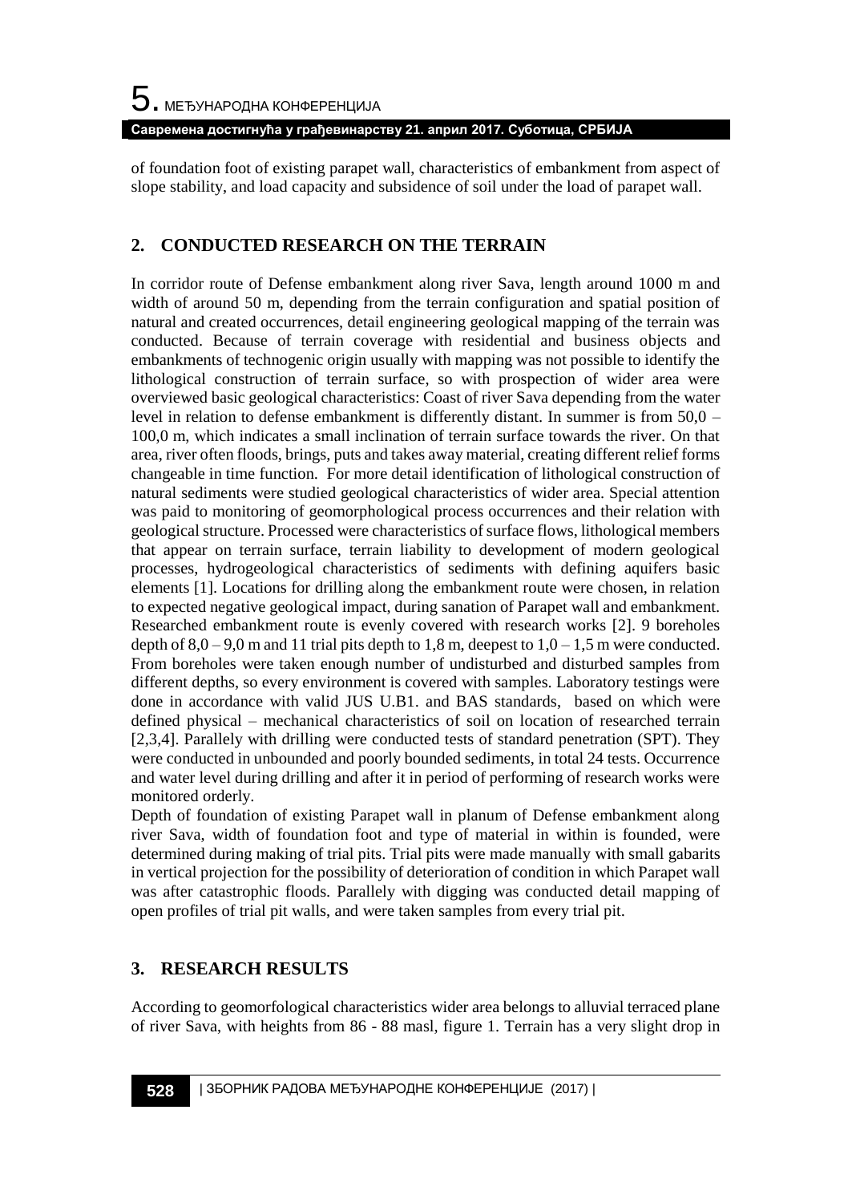of foundation foot of existing parapet wall, characteristics of embankment from aspect of slope stability, and load capacity and subsidence of soil under the load of parapet wall.

## 2. CONDUCTED RESEARCH ON THE TERRAIN

In corridor route of Defense embankment along river Sava, length around 1000 m and width of around 50 m, depending from the terrain configuration and spatial position of natural and created occurrences, detail engineering geological mapping of the terrain was conducted. Because of terrain coverage with residential and business objects and embankments of technogenic origin usually with mapping was not possible to identify the lithological construction of terrain surface, so with prospection of wider area were overviewed basic geological characteristics: Coast of river Sava depending from the water level in relation to defense embankment is differently distant. In summer is from 50,0 – 100,0 m, which indicates a small inclination of terrain surface towards the river. On that area, river often floods, brings, puts and takes away material, creating different relief forms changeable in time function. For more detail identification of lithological construction of natural sediments were studied geological characteristics of wider area. Special attention was paid to monitoring of geomorphological process occurrences and their relation with geological structure. Processed were characteristics of surface flows, lithological members that appear on terrain surface, terrain liability to development of modern geological processes, hydrogeological characteristics of sediments with defining aquifers basic elements [1]. Locations for drilling along the embankment route were chosen, in relation to expected negative geological impact, during sanation of Parapet wall and embankment. Researched embankment route is evenly covered with research works [2]. 9 boreholes depth of 8,0 – 9,0 m and 11 trial pits depth to 1,8 m, deepest to 1,0 – 1,5 m were conducted. From boreholes were taken enough number of undisturbed and disturbed samples from different depths, so every environment is covered with samples. Laboratory testings were done in accordance with valid JUS U.B1. and BAS standards, based on which were defined physical – mechanical characteristics of soil on location of researched terrain [2,3,4]. Parallely with drilling were conducted tests of standard penetration (SPT). They were conducted in unbounded and poorly bounded sediments, in total 24 tests. Occurrence and water level during drilling and after it in period of performing of research works were monitored orderly.

Depth of foundation of existing Parapet wall in planum of Defense embankment along river Sava, width of foundation foot and type of material in within is founded, were determined during making of trial pits. Trial pits were made manually with small gabarits in vertical projection for the possibility of deterioration of condition in which Parapet wall was after catastrophic floods. Parallely with digging was conducted detail mapping of open profiles of trial pit walls, and were taken samples from every trial pit.

## 3. RESEARCH RESULTS

According to geomorfological characteristics wider area belongs to alluvial terraced plane of river Sava, with heights from 86 - 88 masl, figure 1. Terrain has a very slight drop in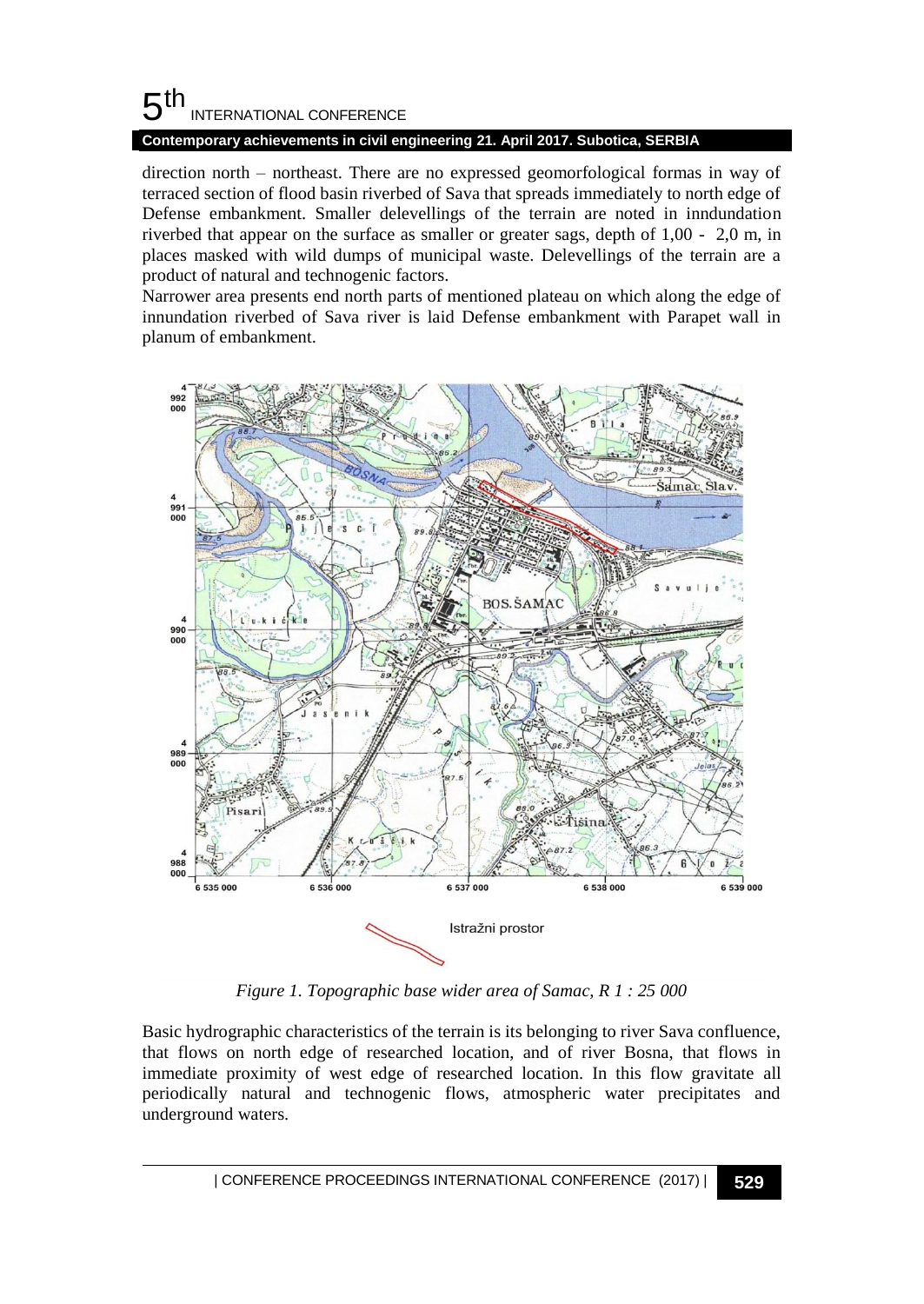direction north – northeast. There are no expressed geomorfological formas in way of terraced section of flood basin riverbed of Sava that spreads immediately to north edge of Defense embankment. Smaller delevellings of the terrain are noted in inndundation riverbed that appear on the surface as smaller or greater sags, depth of 1,00 - 2,0 m, in places masked with wild dumps of municipal waste. Delevellings of the terrain are a product of natural and technogenic factors.

Narrower area presents end north parts of mentioned plateau on which along the edge of innundation riverbed of Sava river is laid Defense embankment with Parapet wall in planum of embankment.

*Figure 1. Topographic base wider area of Samac, R 1 : 25 000*

Basic hydrographic characteristics of the terrain is its belonging to river Sava confluence, that flows on north edge of researched location, and of river Bosna, that flows in immediate proximity of west edge of researched location. In this flow gravitate all periodically natural and technogenic flows, atmospheric water precipitates and underground waters.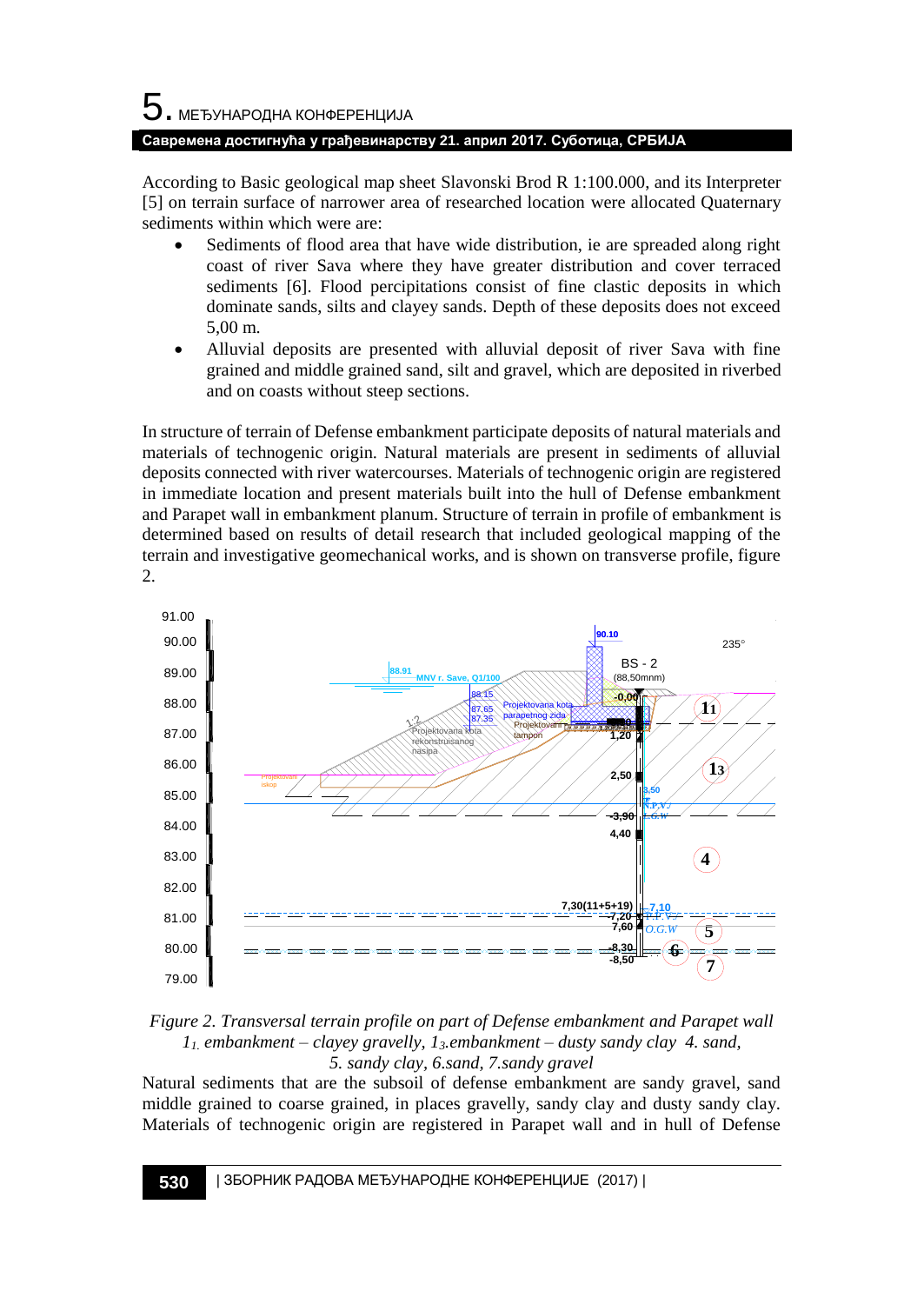According to Basic geological map sheet Slavonski Brod R 1:100.000, and its Interpreter [5] on terrain surface of narrower area of researched location were allocated Quaternary sediments within which were are:

- Sediments of flood area that have wide distribution, ie are spreaded along right coast of river Sava where they have greater distribution and cover terraced sediments [6]. Flood percipitations consist of fine clastic deposits in which dominate sands, silts and clayey sands. Depth of these deposits does not exceed 5,00 m.
- Alluvial deposits are presented with alluvial deposit of river Sava with fine grained and middle grained sand, silt and gravel, which are deposited in riverbed and on coasts without steep sections.

In structure of terrain of Defense embankment participate deposits of natural materials and materials of technogenic origin. Natural materials are present in sediments of alluvial deposits connected with river watercourses. Materials of technogenic origin are registered in immediate location and present materials built into the hull of Defense embankment and Parapet wall in embankment planum. Structure of terrain in profile of embankment is determined based on results of detail research that included geological mapping of the terrain and investigative geomechanical works, and is shown on transverse profile, figure 2.

*Figure 2. Transversal terrain profile on part of Defense embankment and Parapet wall $1_1$ embankment – clayey gravelly, $1_3$.embankment – dusty sandy clay 4. sand, 5. sandy clay, 6.sand, 7.sandy gravel*

Natural sediments that are the subsoil of defense embankment are sandy gravel, sand middle grained to coarse grained, in places gravelly, sandy clay and dusty sandy clay. Materials of technogenic origin are registered in Parapet wall and in hull of Defense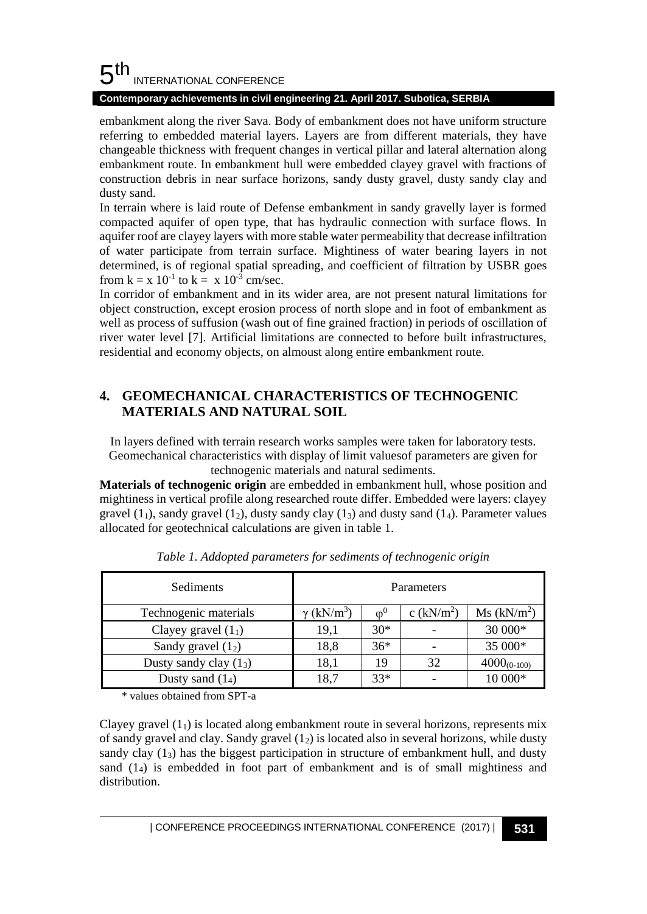embankment along the river Sava. Body of embankment does not have uniform structure referring to embedded material layers. Layers are from different materials, they have changeable thickness with frequent changes in vertical pillar and lateral alternation along embankment route. In embankment hull were embedded clayey gravel with fractions of construction debris in near surface horizons, sandy dusty gravel, dusty sandy clay and dusty sand.

In terrain where is laid route of Defense embankment in sandy gravelly layer is formed compacted aquifer of open type, that has hydraulic connection with surface flows. In aquifer roof are clayey layers with more stable water permeability that decrease infiltration of water participate from terrain surface. Mightiness of water bearing layers in not determined, is of regional spatial spreading, and coefficient of filtration by USBR goes from $k = x\ 10^{-1}$ to $k = \ x\ 10^{-3}$ cm/sec.

In corridor of embankment and in its wider area, are not present natural limitations for object construction, except erosion process of north slope and in foot of embankment as well as process of suffusion (wash out of fine grained fraction) in periods of oscillation of river water level [7]. Artificial limitations are connected to before built infrastructures, residential and economy objects, on almoust along entire embankment route.

## 4. GEOMECHANICAL CHARACTERISTICS OF TECHNOGENIC MATERIALS AND NATURAL SOIL

In layers defined with terrain research works samples were taken for laboratory tests. Geomechanical characteristics with display of limit valuesof parameters are given for technogenic materials and natural sediments.

**Materials of technogenic origin** are embedded in embankment hull, whose position and mightiness in vertical profile along researched route differ. Embedded were layers: clayey gravel ($1_1$), sandy gravel ($1_2$), dusty sandy clay ($1_3$) and dusty sand ($1_4$). Parameter values allocated for geotechnical calculations are given in table 1.

*Table 1. Addopted parameters for sediments of technogenic origin*

| Sediments | Parameters | | | |
|---|---|---|---|---|
| Technogenic materials | $\gamma$ (kN/m$^3$) | $\varphi^0$ | c (kN/m$^2$) | Ms (kN/m$^2$) |
| Clayey gravel ($1_1$) | 19,1 | 30* | - | 30 000* |
| Sandy gravel ($1_2$) | 18,8 | 36* | - | 35 000* |
| Dusty sandy clay ($1_3$) | 18,1 | 19 | 32 | $4000_{(0\text{-}100)}$ |
| Dusty sand ($1_4$) | 18,7 | 33* | - | 10 000* |

\* values obtained from SPT-a

Clayey gravel ($1_1$) is located along embankment route in several horizons, represents mix of sandy gravel and clay. Sandy gravel ($1_2$) is located also in several horizons, while dusty sandy clay ($1_3$) has the biggest participation in structure of embankment hull, and dusty sand ($1_4$) is embedded in foot part of embankment and is of small mightiness and distribution.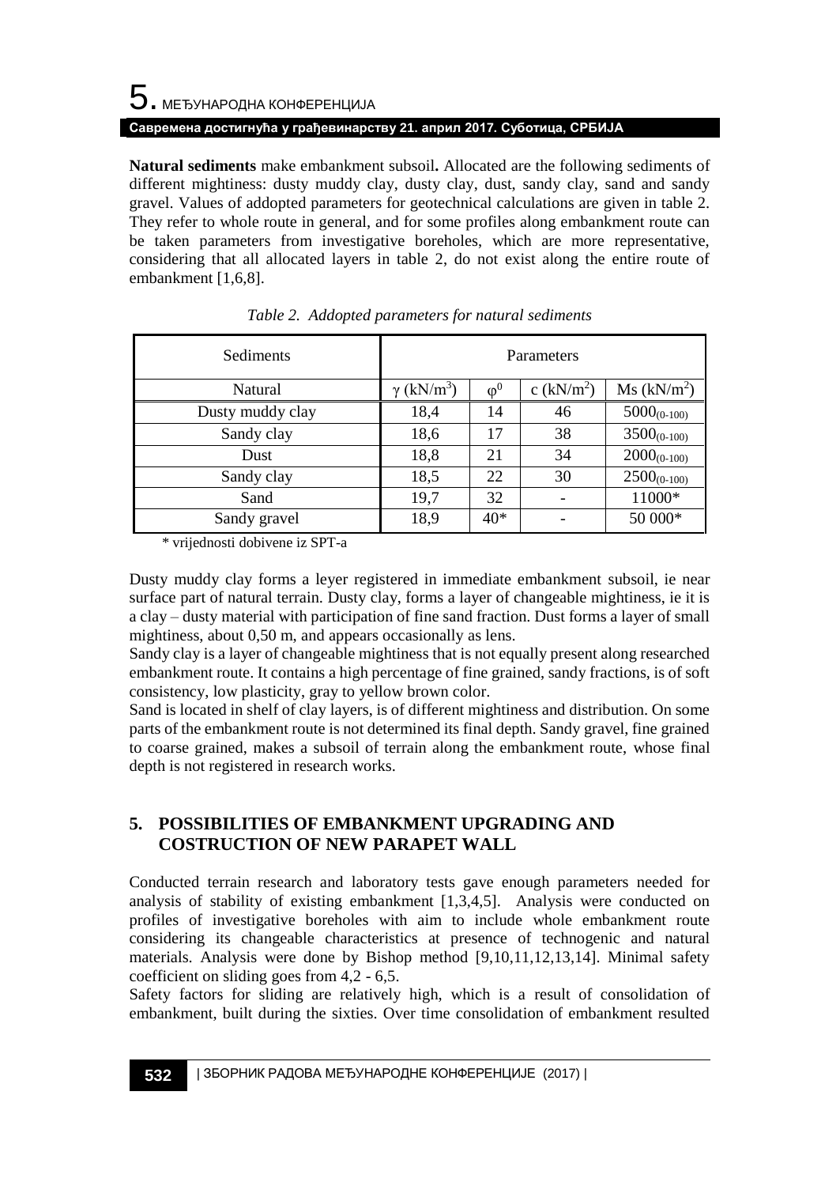**Natural sediments** make embankment subsoil**.** Allocated are the following sediments of different mightiness: dusty muddy clay, dusty clay, dust, sandy clay, sand and sandy gravel. Values of addopted parameters for geotechnical calculations are given in table 2. They refer to whole route in general, and for some profiles along embankment route can be taken parameters from investigative boreholes, which are more representative, considering that all allocated layers in table 2, do not exist along the entire route of embankment [1,6,8].

*Table 2. Addopted parameters for natural sediments*

| Sediments | Parameters | | | |
|---|---|---|---|---|
| Natural | $\gamma$ (kN/m$^3$) | $\varphi^0$ | c (kN/m$^2$) | Ms (kN/m$^2$) |
| Dusty muddy clay | 18,4 | 14 | 46 | $5000_{(0\text{-}100)}$ |
| Sandy clay | 18,6 | 17 | 38 | $3500_{(0\text{-}100)}$ |
| Dust | 18,8 | 21 | 34 | $2000_{(0\text{-}100)}$ |
| Sandy clay | 18,5 | 22 | 30 | $2500_{(0\text{-}100)}$ |
| Sand | 19,7 | 32 | - | 11000* |
| Sandy gravel | 18,9 | 40* | - | 50 000* |

\* vrijednosti dobivene iz SPT-a

Dusty muddy clay forms a leyer registered in immediate embankment subsoil, ie near surface part of natural terrain. Dusty clay, forms a layer of changeable mightiness, ie it is a clay – dusty material with participation of fine sand fraction. Dust forms a layer of small mightiness, about 0,50 m, and appears occasionally as lens.

Sandy clay is a layer of changeable mightiness that is not equally present along researched embankment route. It contains a high percentage of fine grained, sandy fractions, is of soft consistency, low plasticity, gray to yellow brown color.

Sand is located in shelf of clay layers, is of different mightiness and distribution. On some parts of the embankment route is not determined its final depth. Sandy gravel, fine grained to coarse grained, makes a subsoil of terrain along the embankment route, whose final depth is not registered in research works.

## 5. POSSIBILITIES OF EMBANKMENT UPGRADING AND COSTRUCTION OF NEW PARAPET WALL

Conducted terrain research and laboratory tests gave enough parameters needed for analysis of stability of existing embankment [1,3,4,5]. Analysis were conducted on profiles of investigative boreholes with aim to include whole embankment route considering its changeable characteristics at presence of technogenic and natural materials. Analysis were done by Bishop method [9,10,11,12,13,14]. Minimal safety coefficient on sliding goes from 4,2 - 6,5.

Safety factors for sliding are relatively high, which is a result of consolidation of embankment, built during the sixties. Over time consolidation of embankment resulted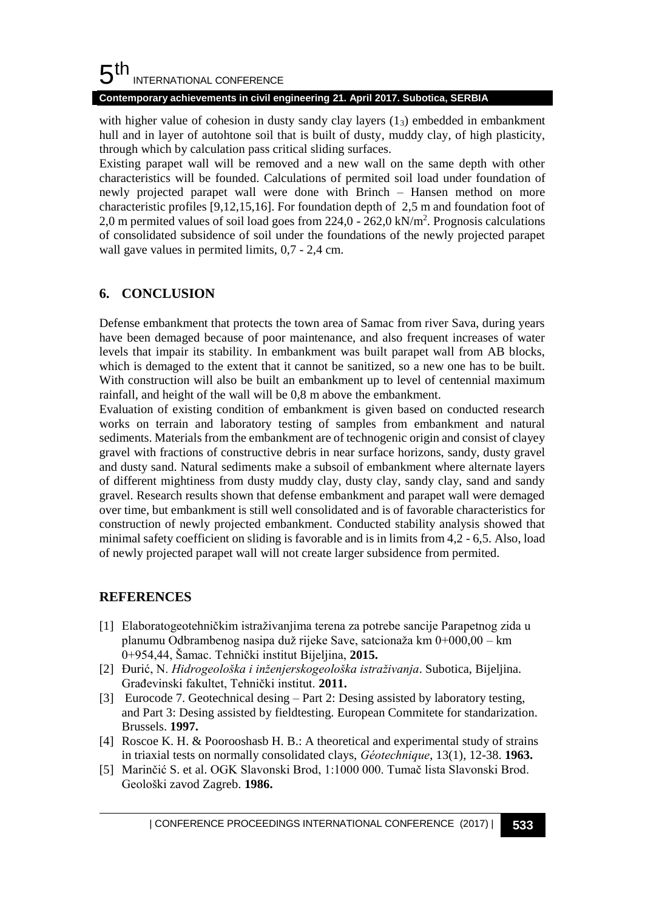with higher value of cohesion in dusty sandy clay layers ($1_3$) embedded in embankment hull and in layer of autohtone soil that is built of dusty, muddy clay, of high plasticity, through which by calculation pass critical sliding surfaces.

Existing parapet wall will be removed and a new wall on the same depth with other characteristics will be founded. Calculations of permited soil load under foundation of newly projected parapet wall were done with Brinch – Hansen method on more characteristic profiles [9,12,15,16]. For foundation depth of 2,5 m and foundation foot of 2,0 m permited values of soil load goes from 224,0 - 262,0 kN/m$^2$. Prognosis calculations of consolidated subsidence of soil under the foundations of the newly projected parapet wall gave values in permited limits, 0,7 - 2,4 cm.

## 6. CONCLUSION

Defense embankment that protects the town area of Samac from river Sava, during years have been demaged because of poor maintenance, and also frequent increases of water levels that impair its stability. In embankment was built parapet wall from AB blocks, which is demaged to the extent that it cannot be sanitized, so a new one has to be built. With construction will also be built an embankment up to level of centennial maximum rainfall, and height of the wall will be 0,8 m above the embankment.

Evaluation of existing condition of embankment is given based on conducted research works on terrain and laboratory testing of samples from embankment and natural sediments. Materials from the embankment are of technogenic origin and consist of clayey gravel with fractions of constructive debris in near surface horizons, sandy, dusty gravel and dusty sand. Natural sediments make a subsoil of embankment where alternate layers of different mightiness from dusty muddy clay, dusty clay, sandy clay, sand and sandy gravel. Research results shown that defense embankment and parapet wall were demaged over time, but embankment is still well consolidated and is of favorable characteristics for construction of newly projected embankment. Conducted stability analysis showed that minimal safety coefficient on sliding is favorable and is in limits from 4,2 - 6,5. Also, load of newly projected parapet wall will not create larger subsidence from permited.

## REFERENCES

[1] Elaboratogeotehničkim istraživanjima terena za potrebe sancije Parapetnog zida u planumu Odbrambenog nasipa duž rijeke Save, satcionaža km 0+000,00 – km 0+954,44, Šamac. Tehnički institut Bijeljina, **2015.**

[2] Đurić, N. *Hidrogeološka i inženjerskogeološka istraživanja*. Subotica, Bijeljina. Građevinski fakultet, Tehnički institut. **2011.**

[3] Eurocode 7. Geotechnical desing – Part 2: Desing assisted by laboratory testing, and Part 3: Desing assisted by fieldtesting. European Commitete for standarization. Brussels. **1997.**

[4] Roscoe K. H. & Poorooshasb H. B.: A theoretical and experimental study of strains in triaxial tests on normally consolidated clays, *Géotechnique*, 13(1), 12-38. **1963.**

[5] Marinčić S. et al. OGK Slavonski Brod, 1:1000 000. Tumač lista Slavonski Brod. Geološki zavod Zagreb. **1986.**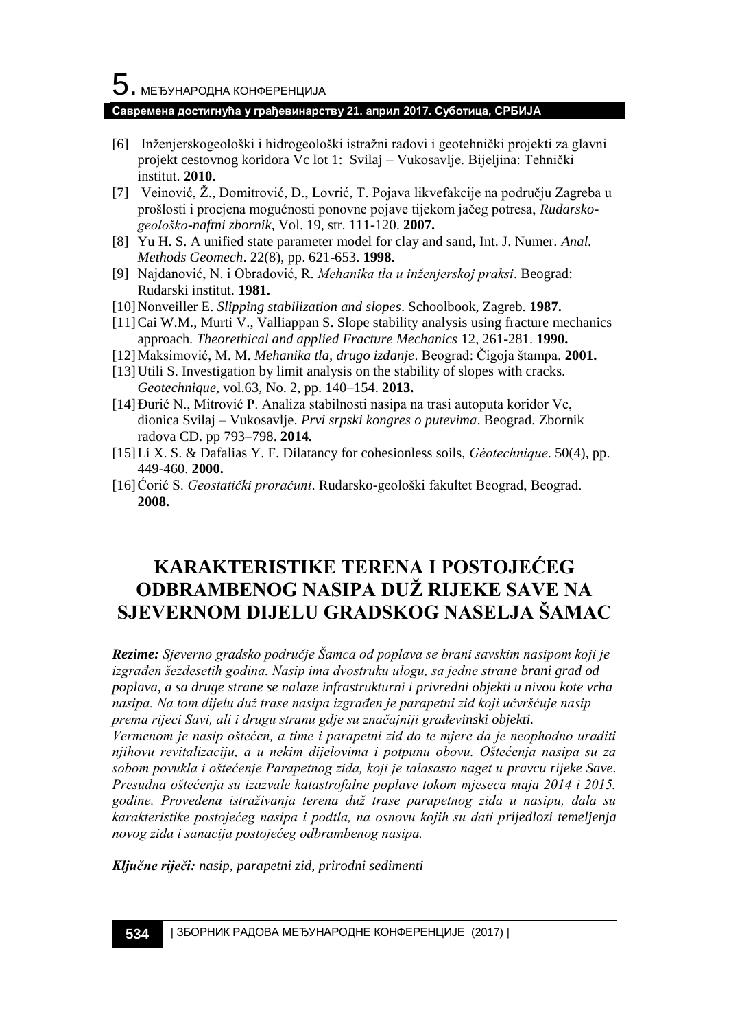[6] Inženjerskogeološki i hidrogeološki istražni radovi i geotehnički projekti za glavni projekt cestovnog koridora Vc lot 1: Svilaj – Vukosavlje. Bijeljina: Tehnički institut. **2010.**

[7] Veinović, Ž., Domitrović, D., Lovrić, T. Pojava likvefakcije na području Zagreba u prošlosti i procjena mogućnosti ponovne pojave tijekom jačeg potresa, *Rudarsko-geološko-naftni zbornik*, Vol. 19, str. 111-120. **2007.**

[8] Yu H. S. A unified state parameter model for clay and sand, Int. J. Numer. *Anal. Methods Geomech*. 22(8), pp. 621-653. **1998.**

[9] Najdanović, N. i Obradović, R. *Mehanika tla u inženjerskoj praksi*. Beograd: Rudarski institut. **1981.**

[10] Nonveiller E. *Slipping stabilization and slopes*. Schoolbook, Zagreb. **1987.**

[11] Cai W.M., Murti V., Valliappan S. Slope stability analysis using fracture mechanics approach. *Theorethical and applied Fracture Mechanics* 12, 261-281. **1990.**

[12] Maksimović, M. M. *Mehanika tla, drugo izdanje*. Beograd: Čigoja štampa. **2001.**

[13] Utili S. Investigation by limit analysis on the stability of slopes with cracks. *Geotechnique,* vol.63, No. 2, pp. 140–154. **2013.**

[14] Đurić N., Mitrović P. Analiza stabilnosti nasipa na trasi autoputa koridor Vc, dionica Svilaj – Vukosavlje. *Prvi srpski kongres o putevima*. Beograd. Zbornik radova CD. pp 793–798. **2014.**

[15] Li X. S. & Dafalias Y. F. Dilatancy for cohesionless soils, *Géotechnique*. 50(4), pp. 449-460. **2000.**

[16] Ćorić S. *Geostatički proračuni*. Rudarsko-geološki fakultet Beograd, Beograd. **2008.**

# KARAKTERISTIKE TERENA I POSTOJEĆEG ODBRAMBENOG NASIPA DUŽ RIJEKE SAVE NA SJEVERNOM DIJELU GRADSKOG NASELJA ŠAMAC

***Rezime:*** *Sjeverno gradsko područje Šamca od poplava se brani savskim nasipom koji je izgrađen šezdesetih godina. Nasip ima dvostruku ulogu, sa jedne strane brani grad od poplava, a sa druge strane se nalaze infrastrukturni i privredni objekti u nivou kote vrha nasipa. Na tom dijelu duž trase nasipa izgrađen je parapetni zid koji učvršćuje nasip prema rijeci Savi, ali i drugu stranu gdje su značajniji građevinski objekti.*
*Vermenom je nasip oštećen, a time i parapetni zid do te mjere da je neophodno uraditi njihovu revitalizaciju, a u nekim dijelovima i potpunu obovu. Oštećenja nasipa su za sobom povukla i oštećenje Parapetnog zida, koji je talasasto naget u pravcu rijeke Save. Presudna oštećenja su izazvale katastrofalne poplave tokom mjeseca maja 2014 i 2015. godine. Provedena istraživanja terena duž trase parapetnog zida u nasipu, dala su karakteristike postojećeg nasipa i podtla, na osnovu kojih su dati prijedlozi temeljenja novog zida i sanacija postojećeg odbrambenog nasipa.*

***Ključne riječi:*** *nasip, parapetni zid, prirodni sedimenti*